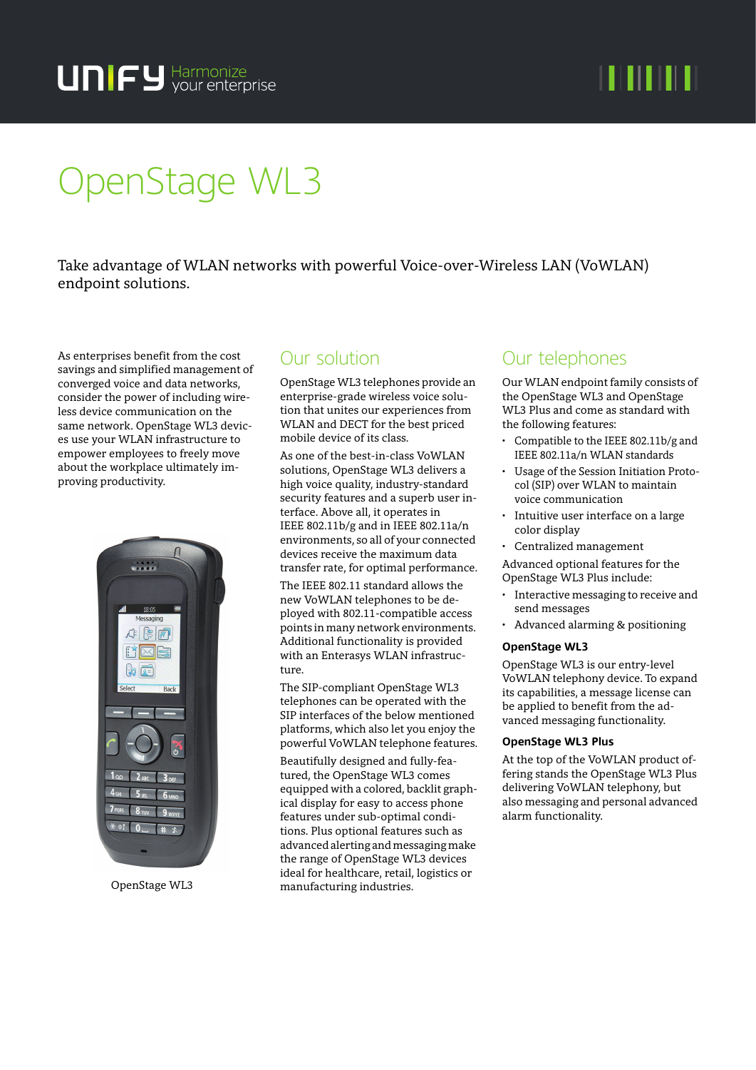# OpenStage WL3

Take advantage of WLAN networks with powerful Voice-over-Wireless LAN (VoWLAN) endpoint solutions.

As enterprises benefit from the cost savings and simplified management of converged voice and data networks, consider the power of including wireless device communication on the same network. OpenStage WL3 devices use your WLAN infrastructure to empower employees to freely move about the workplace ultimately improving productivity.

OpenStage WL3

## Our solution

OpenStage WL3 telephones provide an enterprise-grade wireless voice solution that unites our experiences from WLAN and DECT for the best priced mobile device of its class.

As one of the best-in-class VoWLAN solutions, OpenStage WL3 delivers a high voice quality, industry-standard security features and a superb user interface. Above all, it operates in IEEE 802.11b/g and in IEEE 802.11a/n environments, so all of your connected devices receive the maximum data transfer rate, for optimal performance.

The IEEE 802.11 standard allows the new VoWLAN telephones to be deployed with 802.11-compatible access points in many network environments. Additional functionality is provided with an Enterasys WLAN infrastructure.

The SIP-compliant OpenStage WL3 telephones can be operated with the SIP interfaces of the below mentioned platforms, which also let you enjoy the powerful VoWLAN telephone features.

Beautifully designed and fully-featured, the OpenStage WL3 comes equipped with a colored, backlit graphical display for easy to access phone features under sub-optimal conditions. Plus optional features such as advanced alerting and messaging make the range of OpenStage WL3 devices ideal for healthcare, retail, logistics or manufacturing industries.

## Our telephones

Our WLAN endpoint family consists of the OpenStage WL3 and OpenStage WL3 Plus and come as standard with the following features:

- Compatible to the IEEE 802.11b/g and IEEE 802.11a/n WLAN standards
- Usage of the Session Initiation Protocol (SIP) over WLAN to maintain voice communication
- Intuitive user interface on a large color display
- Centralized management

Advanced optional features for the OpenStage WL3 Plus include:

- Interactive messaging to receive and send messages
- Advanced alarming & positioning

### OpenStage WL3

OpenStage WL3 is our entry-level VoWLAN telephony device. To expand its capabilities, a message license can be applied to benefit from the advanced messaging functionality.

### OpenStage WL3 Plus

At the top of the VoWLAN product offering stands the OpenStage WL3 Plus delivering VoWLAN telephony, but also messaging and personal advanced alarm functionality.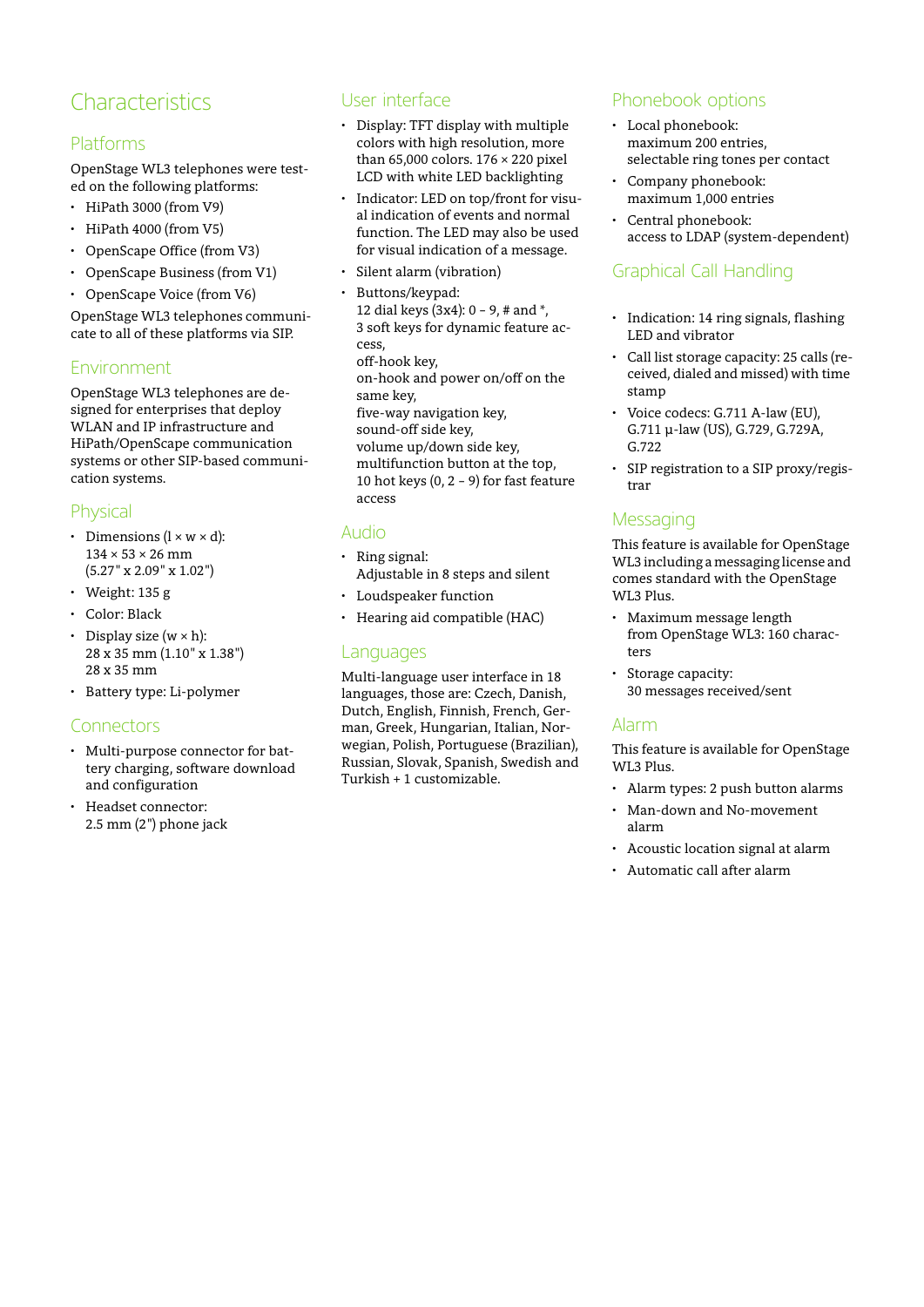# Characteristics

## Platforms

OpenStage WL3 telephones were tested on the following platforms:

- HiPath 3000 (from V9)
- HiPath 4000 (from V5)
- OpenScape Office (from V3)
- OpenScape Business (from V1)
- OpenScape Voice (from V6)

OpenStage WL3 telephones communicate to all of these platforms via SIP.

## Environment

OpenStage WL3 telephones are designed for enterprises that deploy WLAN and IP infrastructure and HiPath/OpenScape communication systems or other SIP-based communication systems.

## Physical

- Dimensions (l × w × d): 134 × 53 × 26 mm (5.27" x 2.09" x 1.02")
- Weight: 135 g
- Color: Black
- Display size (w × h): 28 x 35 mm (1.10" x 1.38") 28 x 35 mm
- Battery type: Li-polymer

## Connectors

- Multi-purpose connector for battery charging, software download and configuration
- Headset connector: 2.5 mm (2") phone jack

## User interface

- Display: TFT display with multiple colors with high resolution, more than 65,000 colors. 176 × 220 pixel LCD with white LED backlighting
- Indicator: LED on top/front for visual indication of events and normal function. The LED may also be used for visual indication of a message.
- Silent alarm (vibration)
- Buttons/keypad:
  12 dial keys (3x4): 0 – 9, # and *,
  3 soft keys for dynamic feature access,
  off-hook key,
  on-hook and power on/off on the same key,
  five-way navigation key,
  sound-off side key,
  volume up/down side key,
  multifunction button at the top,
  10 hot keys (0, 2 – 9) for fast feature access

## Audio

- Ring signal: Adjustable in 8 steps and silent
- Loudspeaker function
- Hearing aid compatible (HAC)

## Languages

Multi-language user interface in 18 languages, those are: Czech, Danish, Dutch, English, Finnish, French, German, Greek, Hungarian, Italian, Norwegian, Polish, Portuguese (Brazilian), Russian, Slovak, Spanish, Swedish and Turkish + 1 customizable.

## Phonebook options

- Local phonebook: maximum 200 entries, selectable ring tones per contact
- Company phonebook: maximum 1,000 entries
- Central phonebook: access to LDAP (system-dependent)

## Graphical Call Handling

- Indication: 14 ring signals, flashing LED and vibrator
- Call list storage capacity: 25 calls (received, dialed and missed) with time stamp
- Voice codecs: G.711 A-law (EU), G.711 µ-law (US), G.729, G.729A, G.722
- SIP registration to a SIP proxy/registrar

## Messaging

This feature is available for OpenStage WL3 including a messaging license and comes standard with the OpenStage WL3 Plus.

- Maximum message length from OpenStage WL3: 160 characters
- Storage capacity: 30 messages received/sent

## Alarm

This feature is available for OpenStage WL3 Plus.

- Alarm types: 2 push button alarms
- Man-down and No-movement alarm
- Acoustic location signal at alarm
- Automatic call after alarm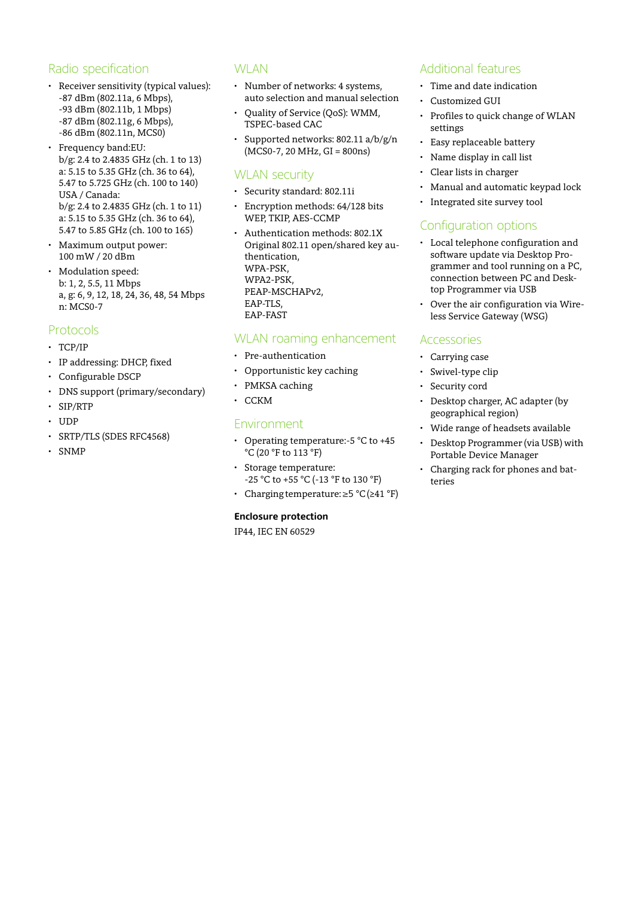## Radio specification

- Receiver sensitivity (typical values):
  -87 dBm (802.11a, 6 Mbps),
  -93 dBm (802.11b, 1 Mbps)
  -87 dBm (802.11g, 6 Mbps),
  -86 dBm (802.11n, MCS0)
- Frequency band:EU:
  b/g: 2.4 to 2.4835 GHz (ch. 1 to 13)
  a: 5.15 to 5.35 GHz (ch. 36 to 64),
  5.47 to 5.725 GHz (ch. 100 to 140)
  USA / Canada:
  b/g: 2.4 to 2.4835 GHz (ch. 1 to 11)
  a: 5.15 to 5.35 GHz (ch. 36 to 64),
  5.47 to 5.85 GHz (ch. 100 to 165)
- Maximum output power:
  100 mW / 20 dBm
- Modulation speed:
  b: 1, 2, 5.5, 11 Mbps
  a, g: 6, 9, 12, 18, 24, 36, 48, 54 Mbps
  n: MCS0-7

## Protocols

- TCP/IP
- IP addressing: DHCP, fixed
- Configurable DSCP
- DNS support (primary/secondary)
- SIP/RTP
- UDP
- SRTP/TLS (SDES RFC4568)
- SNMP

## WLAN

- Number of networks: 4 systems, auto selection and manual selection
- Quality of Service (QoS): WMM, TSPEC-based CAC
- Supported networks: 802.11 a/b/g/n (MCS0-7, 20 MHz, GI = 800ns)

## WLAN security

- Security standard: 802.11i
- Encryption methods: 64/128 bits WEP, TKIP, AES-CCMP
- Authentication methods: 802.1X Original 802.11 open/shared key authentication,
  WPA-PSK,
  WPA2-PSK,
  PEAP-MSCHAPv2,
  EAP-TLS,
  EAP-FAST

## WLAN roaming enhancement

- Pre-authentication
- Opportunistic key caching
- PMKSA caching
- CCKM

## Environment

- Operating temperature:-5 °C to +45 °C (20 °F to 113 °F)
- Storage temperature:
  -25 °C to +55 °C (-13 °F to 130 °F)
- Charging temperature: ≥5 °C (≥41 °F)

**Enclosure protection**

IP44, IEC EN 60529

## Additional features

- Time and date indication
- Customized GUI
- Profiles to quick change of WLAN settings
- Easy replaceable battery
- Name display in call list
- Clear lists in charger
- Manual and automatic keypad lock
- Integrated site survey tool

## Configuration options

- Local telephone configuration and software update via Desktop Programmer and tool running on a PC, connection between PC and Desktop Programmer via USB
- Over the air configuration via Wireless Service Gateway (WSG)

## Accessories

- Carrying case
- Swivel-type clip
- Security cord
- Desktop charger, AC adapter (by geographical region)
- Wide range of headsets available
- Desktop Programmer (via USB) with Portable Device Manager
- Charging rack for phones and batteries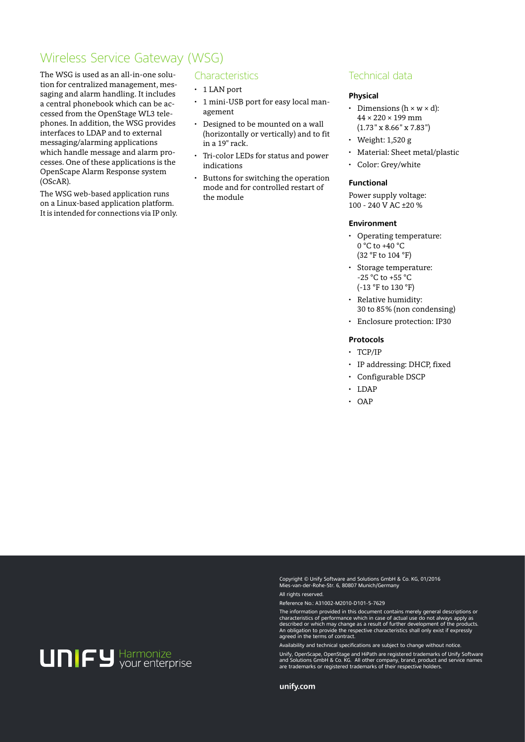# Wireless Service Gateway (WSG)

The WSG is used as an all-in-one solution for centralized management, messaging and alarm handling. It includes a central phonebook which can be accessed from the OpenStage WL3 telephones. In addition, the WSG provides interfaces to LDAP and to external messaging/alarming applications which handle message and alarm processes. One of these applications is the OpenScape Alarm Response system (OScAR).

The WSG web-based application runs on a Linux-based application platform. It is intended for connections via IP only.

## Characteristics

- 1 LAN port
- 1 mini-USB port for easy local management
- Designed to be mounted on a wall (horizontally or vertically) and to fit in a 19" rack.
- Tri-color LEDs for status and power indications
- Buttons for switching the operation mode and for controlled restart of the module

## Technical data

### Physical

- Dimensions (h × w × d): 44 × 220 × 199 mm (1.73" x 8.66" x 7.83")
- Weight: 1,520 g
- Material: Sheet metal/plastic
- Color: Grey/white

### Functional

Power supply voltage: 100 - 240 V AC ±20 %

### Environment

- Operating temperature: 0 °C to +40 °C (32 °F to 104 °F)
- Storage temperature: -25 °C to +55 °C (-13 °F to 130 °F)
- Relative humidity: 30 to 85% (non condensing)
- Enclosure protection: IP30

### Protocols

- TCP/IP
- IP addressing: DHCP, fixed
- Configurable DSCP
- LDAP
- OAP

Copyright © Unify Software and Solutions GmbH & Co. KG, 01/2016
Mies-van-der-Rohe-Str. 6, 80807 Munich/Germany

All rights reserved.

Reference No.: A31002-M2010-D101-5-7629

The information provided in this document contains merely general descriptions or characteristics of performance which in case of actual use do not always apply as described or which may change as a result of further development of the products. An obligation to provide the respective characteristics shall only exist if expressly agreed in the terms of contract.

Availability and technical specifications are subject to change without notice.

Unify, OpenScape, OpenStage and HiPath are registered trademarks of Unify Software and Solutions GmbH & Co. KG. All other company, brand, product and service names are trademarks or registered trademarks of their respective holders.

UNIFY Harmonize your enterprise

**unify.com**